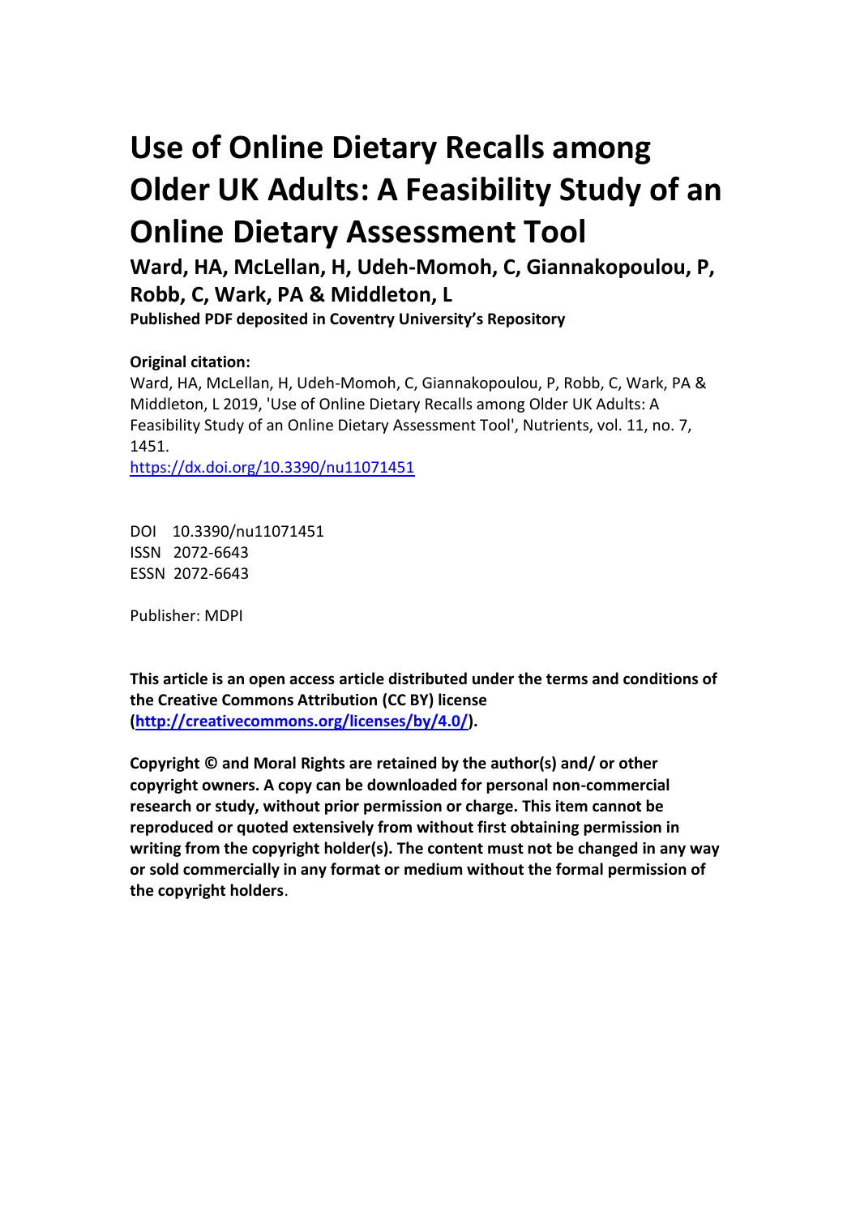# Use of Online Dietary Recalls among Older UK Adults: A Feasibility Study of an Online Dietary Assessment Tool

**Ward, HA, McLellan, H, Udeh-Momoh, C, Giannakopoulou, P, Robb, C, Wark, PA & Middleton, L**

**Published PDF deposited in Coventry University's Repository**

**Original citation:**

Ward, HA, McLellan, H, Udeh-Momoh, C, Giannakopoulou, P, Robb, C, Wark, PA & Middleton, L 2019, 'Use of Online Dietary Recalls among Older UK Adults: A Feasibility Study of an Online Dietary Assessment Tool', Nutrients, vol. 11, no. 7, 1451.

https://dx.doi.org/10.3390/nu11071451

DOI 10.3390/nu11071451
ISSN 2072-6643
ESSN 2072-6643

Publisher: MDPI

**This article is an open access article distributed under the terms and conditions of the Creative Commons Attribution (CC BY) license (http://creativecommons.org/licenses/by/4.0/).**

**Copyright © and Moral Rights are retained by the author(s) and/ or other copyright owners. A copy can be downloaded for personal non-commercial research or study, without prior permission or charge. This item cannot be reproduced or quoted extensively from without first obtaining permission in writing from the copyright holder(s). The content must not be changed in any way or sold commercially in any format or medium without the formal permission of the copyright holders.**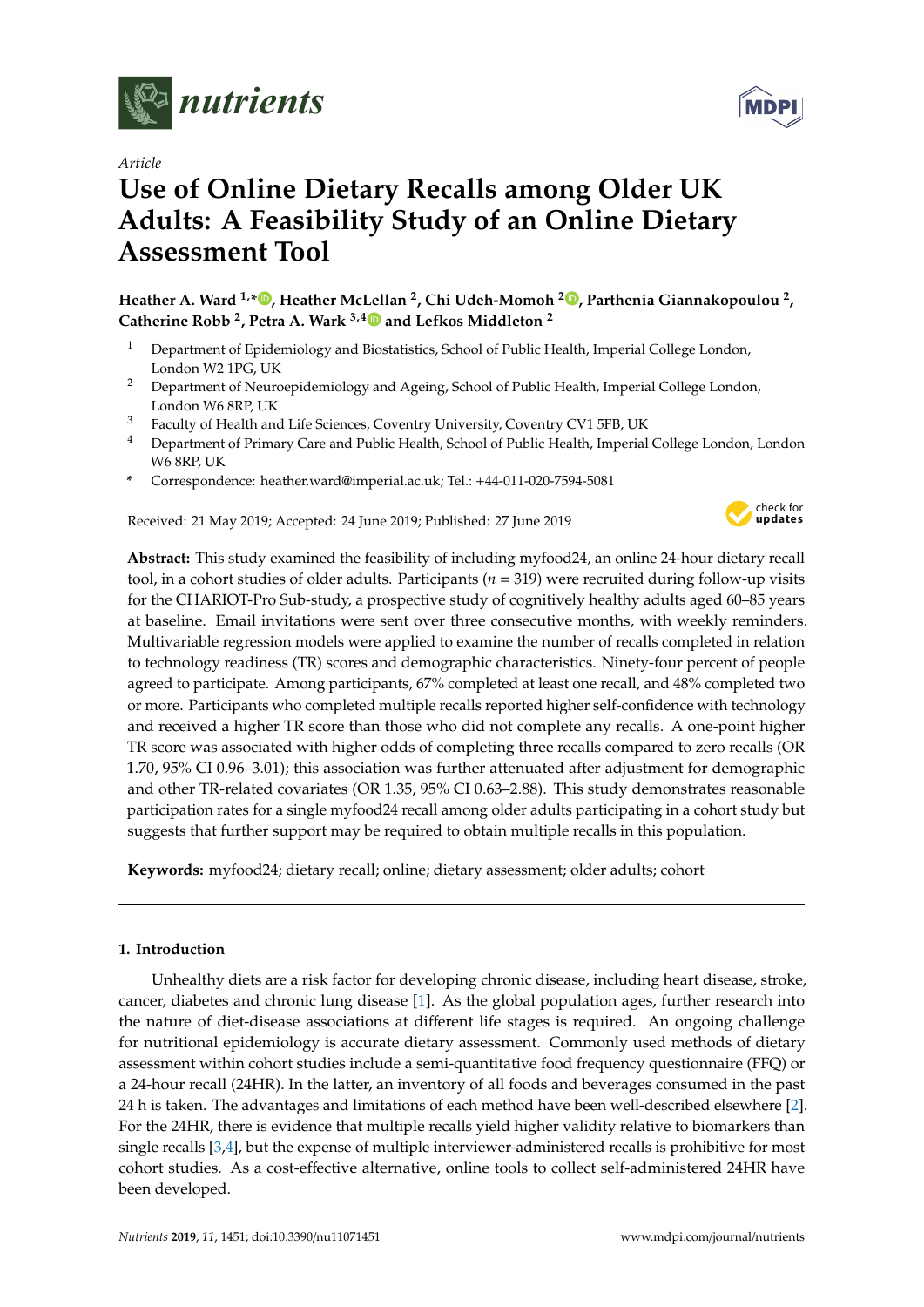# Use of Online Dietary Recalls among Older UK Adults: A Feasibility Study of an Online Dietary Assessment Tool

*Article*

**Heather A. Ward [1,*], Heather McLellan [2], Chi Udeh-Momoh [2], Parthenia Giannakopoulou [2], Catherine Robb [2], Petra A. Wark [3,4] and Lefkos Middleton [2]**

[1] Department of Epidemiology and Biostatistics, School of Public Health, Imperial College London, London W2 1PG, UK

[2] Department of Neuroepidemiology and Ageing, School of Public Health, Imperial College London, London W6 8RP, UK

[3] Faculty of Health and Life Sciences, Coventry University, Coventry CV1 5FB, UK

[4] Department of Primary Care and Public Health, School of Public Health, Imperial College London, London W6 8RP, UK

\* Correspondence: heather.ward@imperial.ac.uk; Tel.: +44-011-020-7594-5081

Received: 21 May 2019; Accepted: 24 June 2019; Published: 27 June 2019

**Abstract:** This study examined the feasibility of including myfood24, an online 24-hour dietary recall tool, in a cohort studies of older adults. Participants ($n$ = 319) were recruited during follow-up visits for the CHARIOT-Pro Sub-study, a prospective study of cognitively healthy adults aged 60–85 years at baseline. Email invitations were sent over three consecutive months, with weekly reminders. Multivariable regression models were applied to examine the number of recalls completed in relation to technology readiness (TR) scores and demographic characteristics. Ninety-four percent of people agreed to participate. Among participants, 67% completed at least one recall, and 48% completed two or more. Participants who completed multiple recalls reported higher self-confidence with technology and received a higher TR score than those who did not complete any recalls. A one-point higher TR score was associated with higher odds of completing three recalls compared to zero recalls (OR 1.70, 95% CI 0.96–3.01); this association was further attenuated after adjustment for demographic and other TR-related covariates (OR 1.35, 95% CI 0.63–2.88). This study demonstrates reasonable participation rates for a single myfood24 recall among older adults participating in a cohort study but suggests that further support may be required to obtain multiple recalls in this population.

**Keywords:** myfood24; dietary recall; online; dietary assessment; older adults; cohort

## 1. Introduction

Unhealthy diets are a risk factor for developing chronic disease, including heart disease, stroke, cancer, diabetes and chronic lung disease [1]. As the global population ages, further research into the nature of diet-disease associations at different life stages is required. An ongoing challenge for nutritional epidemiology is accurate dietary assessment. Commonly used methods of dietary assessment within cohort studies include a semi-quantitative food frequency questionnaire (FFQ) or a 24-hour recall (24HR). In the latter, an inventory of all foods and beverages consumed in the past 24 h is taken. The advantages and limitations of each method have been well-described elsewhere [2]. For the 24HR, there is evidence that multiple recalls yield higher validity relative to biomarkers than single recalls [3,4], but the expense of multiple interviewer-administered recalls is prohibitive for most cohort studies. As a cost-effective alternative, online tools to collect self-administered 24HR have been developed.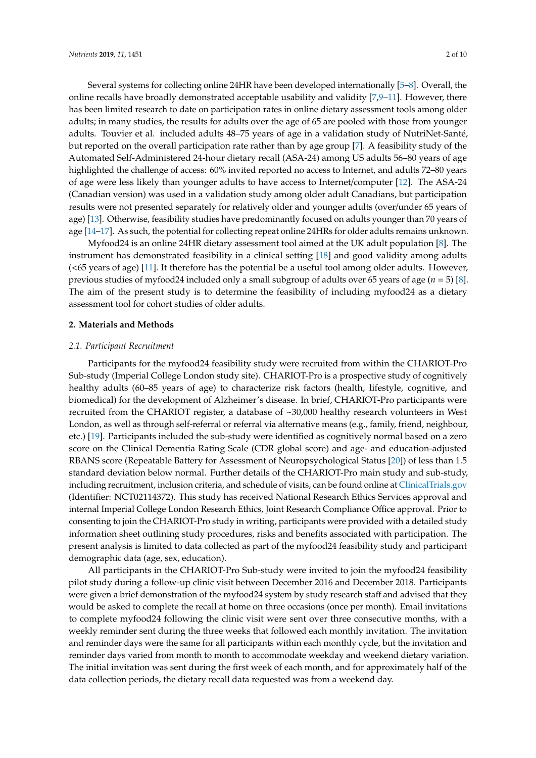Several systems for collecting online 24HR have been developed internationally [5–8]. Overall, the online recalls have broadly demonstrated acceptable usability and validity [7,9–11]. However, there has been limited research to date on participation rates in online dietary assessment tools among older adults; in many studies, the results for adults over the age of 65 are pooled with those from younger adults. Touvier et al. included adults 48–75 years of age in a validation study of NutriNet-Santé, but reported on the overall participation rate rather than by age group [7]. A feasibility study of the Automated Self-Administered 24-hour dietary recall (ASA-24) among US adults 56–80 years of age highlighted the challenge of access: 60% invited reported no access to Internet, and adults 72–80 years of age were less likely than younger adults to have access to Internet/computer [12]. The ASA-24 (Canadian version) was used in a validation study among older adult Canadians, but participation results were not presented separately for relatively older and younger adults (over/under 65 years of age) [13]. Otherwise, feasibility studies have predominantly focused on adults younger than 70 years of age [14–17]. As such, the potential for collecting repeat online 24HRs for older adults remains unknown.

Myfood24 is an online 24HR dietary assessment tool aimed at the UK adult population [8]. The instrument has demonstrated feasibility in a clinical setting [18] and good validity among adults (<65 years of age) [11]. It therefore has the potential be a useful tool among older adults. However, previous studies of myfood24 included only a small subgroup of adults over 65 years of age ($n$ = 5) [8]. The aim of the present study is to determine the feasibility of including myfood24 as a dietary assessment tool for cohort studies of older adults.

## 2. Materials and Methods

### *2.1. Participant Recruitment*

Participants for the myfood24 feasibility study were recruited from within the CHARIOT-Pro Sub-study (Imperial College London study site). CHARIOT-Pro is a prospective study of cognitively healthy adults (60–85 years of age) to characterize risk factors (health, lifestyle, cognitive, and biomedical) for the development of Alzheimer's disease. In brief, CHARIOT-Pro participants were recruited from the CHARIOT register, a database of ~30,000 healthy research volunteers in West London, as well as through self-referral or referral via alternative means (e.g., family, friend, neighbour, etc.) [19]. Participants included the sub-study were identified as cognitively normal based on a zero score on the Clinical Dementia Rating Scale (CDR global score) and age- and education-adjusted RBANS score (Repeatable Battery for Assessment of Neuropsychological Status [20]) of less than 1.5 standard deviation below normal. Further details of the CHARIOT-Pro main study and sub-study, including recruitment, inclusion criteria, and schedule of visits, can be found online at ClinicalTrials.gov (Identifier: NCT02114372). This study has received National Research Ethics Services approval and internal Imperial College London Research Ethics, Joint Research Compliance Office approval. Prior to consenting to join the CHARIOT-Pro study in writing, participants were provided with a detailed study information sheet outlining study procedures, risks and benefits associated with participation. The present analysis is limited to data collected as part of the myfood24 feasibility study and participant demographic data (age, sex, education).

All participants in the CHARIOT-Pro Sub-study were invited to join the myfood24 feasibility pilot study during a follow-up clinic visit between December 2016 and December 2018. Participants were given a brief demonstration of the myfood24 system by study research staff and advised that they would be asked to complete the recall at home on three occasions (once per month). Email invitations to complete myfood24 following the clinic visit were sent over three consecutive months, with a weekly reminder sent during the three weeks that followed each monthly invitation. The invitation and reminder days were the same for all participants within each monthly cycle, but the invitation and reminder days varied from month to month to accommodate weekday and weekend dietary variation. The initial invitation was sent during the first week of each month, and for approximately half of the data collection periods, the dietary recall data requested was from a weekend day.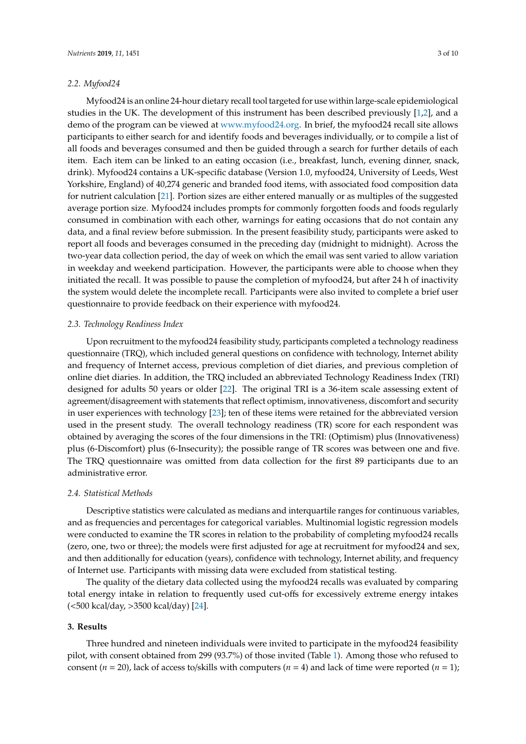### 2.2. Myfood24

Myfood24 is an online 24-hour dietary recall tool targeted for use within large-scale epidemiological studies in the UK. The development of this instrument has been described previously [1,2], and a demo of the program can be viewed at www.myfood24.org. In brief, the myfood24 recall site allows participants to either search for and identify foods and beverages individually, or to compile a list of all foods and beverages consumed and then be guided through a search for further details of each item. Each item can be linked to an eating occasion (i.e., breakfast, lunch, evening dinner, snack, drink). Myfood24 contains a UK-specific database (Version 1.0, myfood24, University of Leeds, West Yorkshire, England) of 40,274 generic and branded food items, with associated food composition data for nutrient calculation [21]. Portion sizes are either entered manually or as multiples of the suggested average portion size. Myfood24 includes prompts for commonly forgotten foods and foods regularly consumed in combination with each other, warnings for eating occasions that do not contain any data, and a final review before submission. In the present feasibility study, participants were asked to report all foods and beverages consumed in the preceding day (midnight to midnight). Across the two-year data collection period, the day of week on which the email was sent varied to allow variation in weekday and weekend participation. However, the participants were able to choose when they initiated the recall. It was possible to pause the completion of myfood24, but after 24 h of inactivity the system would delete the incomplete recall. Participants were also invited to complete a brief user questionnaire to provide feedback on their experience with myfood24.

### 2.3. Technology Readiness Index

Upon recruitment to the myfood24 feasibility study, participants completed a technology readiness questionnaire (TRQ), which included general questions on confidence with technology, Internet ability and frequency of Internet access, previous completion of diet diaries, and previous completion of online diet diaries. In addition, the TRQ included an abbreviated Technology Readiness Index (TRI) designed for adults 50 years or older [22]. The original TRI is a 36-item scale assessing extent of agreement/disagreement with statements that reflect optimism, innovativeness, discomfort and security in user experiences with technology [23]; ten of these items were retained for the abbreviated version used in the present study. The overall technology readiness (TR) score for each respondent was obtained by averaging the scores of the four dimensions in the TRI: (Optimism) plus (Innovativeness) plus (6-Discomfort) plus (6-Insecurity); the possible range of TR scores was between one and five. The TRQ questionnaire was omitted from data collection for the first 89 participants due to an administrative error.

### 2.4. Statistical Methods

Descriptive statistics were calculated as medians and interquartile ranges for continuous variables, and as frequencies and percentages for categorical variables. Multinomial logistic regression models were conducted to examine the TR scores in relation to the probability of completing myfood24 recalls (zero, one, two or three); the models were first adjusted for age at recruitment for myfood24 and sex, and then additionally for education (years), confidence with technology, Internet ability, and frequency of Internet use. Participants with missing data were excluded from statistical testing.

The quality of the dietary data collected using the myfood24 recalls was evaluated by comparing total energy intake in relation to frequently used cut-offs for excessively extreme energy intakes (<500 kcal/day, >3500 kcal/day) [24].

## 3. Results

Three hundred and nineteen individuals were invited to participate in the myfood24 feasibility pilot, with consent obtained from 299 (93.7%) of those invited (Table 1). Among those who refused to consent ($n$ = 20), lack of access to/skills with computers ($n$ = 4) and lack of time were reported ($n$ = 1);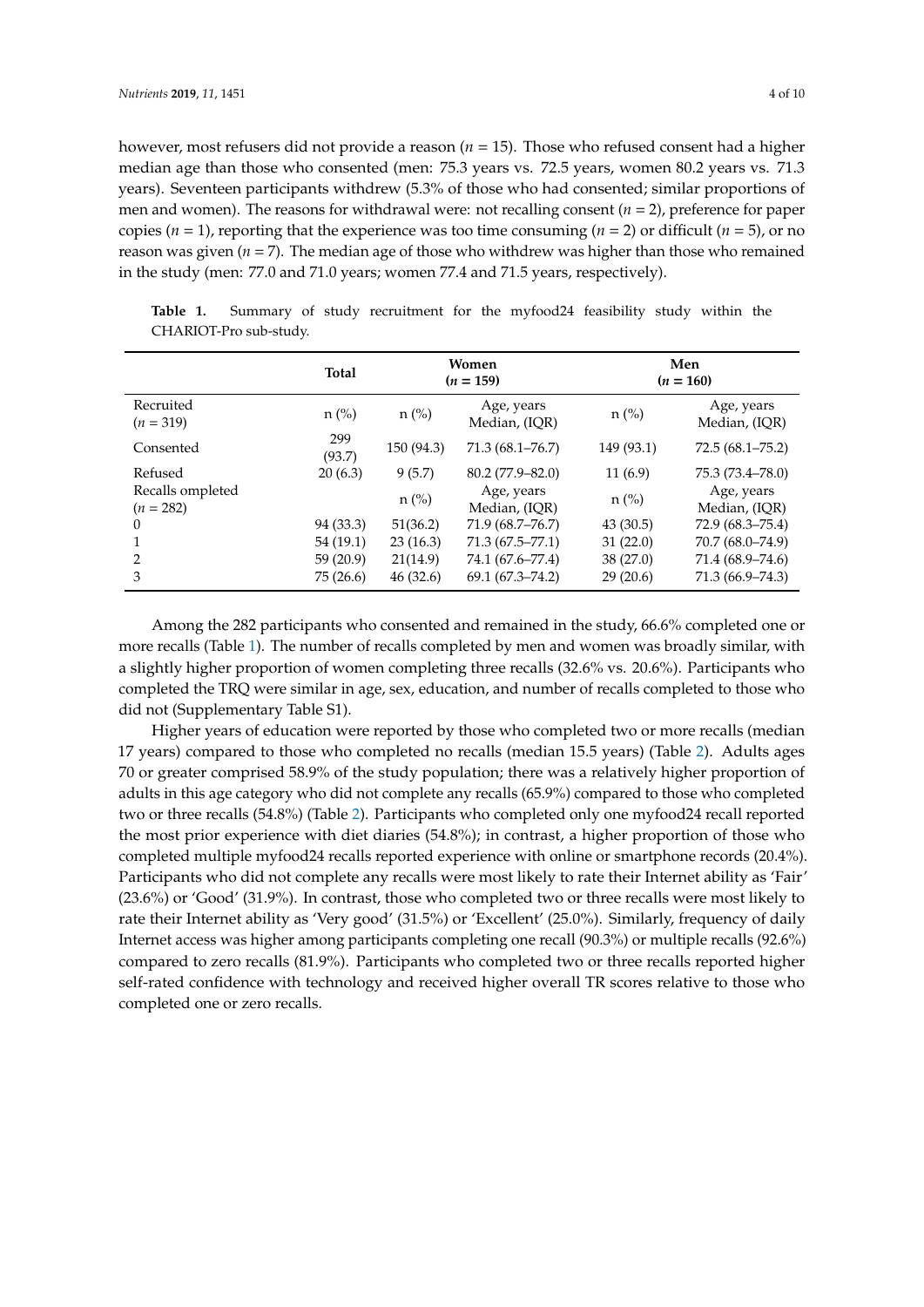however, most refusers did not provide a reason ($n = 15$). Those who refused consent had a higher median age than those who consented (men: 75.3 years vs. 72.5 years, women 80.2 years vs. 71.3 years). Seventeen participants withdrew (5.3% of those who had consented; similar proportions of men and women). The reasons for withdrawal were: not recalling consent ($n = 2$), preference for paper copies ($n = 1$), reporting that the experience was too time consuming ($n = 2$) or difficult ($n = 5$), or no reason was given ($n = 7$). The median age of those who withdrew was higher than those who remained in the study (men: 77.0 and 71.0 years; women 77.4 and 71.5 years, respectively).

**Table 1.** Summary of study recruitment for the myfood24 feasibility study within the CHARIOT-Pro sub-study.

| | Total | Women ($n = 159$) | | Men ($n = 160$) | |
|---|---|---|---|---|---|
| Recruited ($n = 319$) | n (%) | n (%) | Age, years Median, (IQR) | n (%) | Age, years Median, (IQR) |
| Consented | 299 (93.7) | 150 (94.3) | 71.3 (68.1–76.7) | 149 (93.1) | 72.5 (68.1–75.2) |
| Refused | 20 (6.3) | 9 (5.7) | 80.2 (77.9–82.0) | 11 (6.9) | 75.3 (73.4–78.0) |
| Recalls ompleted ($n = 282$) | | n (%) | Age, years Median, (IQR) | n (%) | Age, years Median, (IQR) |
| 0 | 94 (33.3) | 51(36.2) | 71.9 (68.7–76.7) | 43 (30.5) | 72.9 (68.3–75.4) |
| 1 | 54 (19.1) | 23 (16.3) | 71.3 (67.5–77.1) | 31 (22.0) | 70.7 (68.0–74.9) |
| 2 | 59 (20.9) | 21(14.9) | 74.1 (67.6–77.4) | 38 (27.0) | 71.4 (68.9–74.6) |
| 3 | 75 (26.6) | 46 (32.6) | 69.1 (67.3–74.2) | 29 (20.6) | 71.3 (66.9–74.3) |

Among the 282 participants who consented and remained in the study, 66.6% completed one or more recalls (Table 1). The number of recalls completed by men and women was broadly similar, with a slightly higher proportion of women completing three recalls (32.6% vs. 20.6%). Participants who completed the TRQ were similar in age, sex, education, and number of recalls completed to those who did not (Supplementary Table S1).

Higher years of education were reported by those who completed two or more recalls (median 17 years) compared to those who completed no recalls (median 15.5 years) (Table 2). Adults ages 70 or greater comprised 58.9% of the study population; there was a relatively higher proportion of adults in this age category who did not complete any recalls (65.9%) compared to those who completed two or three recalls (54.8%) (Table 2). Participants who completed only one myfood24 recall reported the most prior experience with diet diaries (54.8%); in contrast, a higher proportion of those who completed multiple myfood24 recalls reported experience with online or smartphone records (20.4%). Participants who did not complete any recalls were most likely to rate their Internet ability as 'Fair' (23.6%) or 'Good' (31.9%). In contrast, those who completed two or three recalls were most likely to rate their Internet ability as 'Very good' (31.5%) or 'Excellent' (25.0%). Similarly, frequency of daily Internet access was higher among participants completing one recall (90.3%) or multiple recalls (92.6%) compared to zero recalls (81.9%). Participants who completed two or three recalls reported higher self-rated confidence with technology and received higher overall TR scores relative to those who completed one or zero recalls.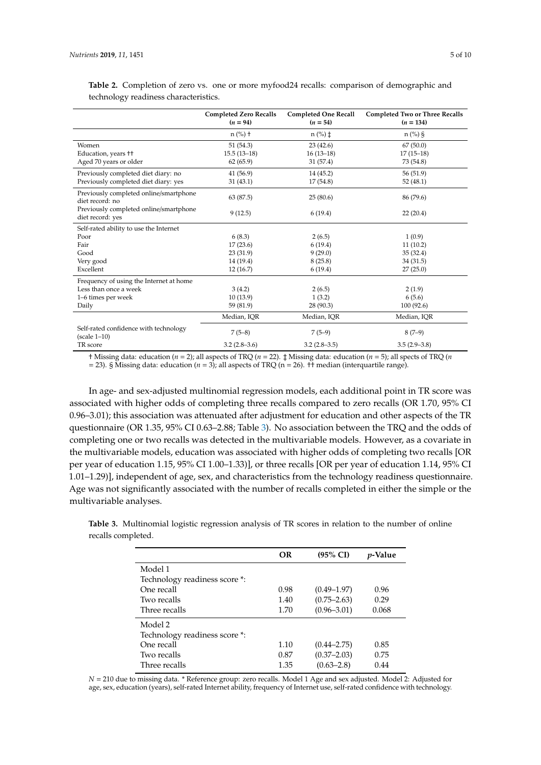**Table 2.** Completion of zero vs. one or more myfood24 recalls: comparison of demographic and technology readiness characteristics.

| | Completed Zero Recalls ($n$ = 94) | Completed One Recall ($n$ = 54) | Completed Two or Three Recalls ($n$ = 134) |
|---|---|---|---|
| | n (%) † | n (%) ‡ | n (%) § |
| Women | 51 (54.3) | 23 (42.6) | 67 (50.0) |
| Education, years †† | 15.5 (13–18) | 16 (13–18) | 17 (15–18) |
| Aged 70 years or older | 62 (65.9) | 31 (57.4) | 73 (54.8) |
| Previously completed diet diary: no | 41 (56.9) | 14 (45.2) | 56 (51.9) |
| Previously completed diet diary: yes | 31 (43.1) | 17 (54.8) | 52 (48.1) |
| Previously completed online/smartphone diet record: no | 63 (87.5) | 25 (80.6) | 86 (79.6) |
| Previously completed online/smartphone diet record: yes | 9 (12.5) | 6 (19.4) | 22 (20.4) |
| Self-rated ability to use the Internet | | | |
| Poor | 6 (8.3) | 2 (6.5) | 1 (0.9) |
| Fair | 17 (23.6) | 6 (19.4) | 11 (10.2) |
| Good | 23 (31.9) | 9 (29.0) | 35 (32.4) |
| Very good | 14 (19.4) | 8 (25.8) | 34 (31.5) |
| Excellent | 12 (16.7) | 6 (19.4) | 27 (25.0) |
| Frequency of using the Internet at home | | | |
| Less than once a week | 3 (4.2) | 2 (6.5) | 2 (1.9) |
| 1–6 times per week | 10 (13.9) | 1 (3.2) | 6 (5.6) |
| Daily | 59 (81.9) | 28 (90.3) | 100 (92.6) |
| | Median, IQR | Median, IQR | Median, IQR |
| Self-rated confidence with technology (scale 1–10) | 7 (5–8) | 7 (5–9) | 8 (7–9) |
| TR score | 3.2 (2.8–3.6) | 3.2 (2.8–3.5) | 3.5 (2.9–3.8) |

† Missing data: education ($n$ = 2); all aspects of TRQ ($n$ = 22). ‡ Missing data: education ($n$ = 5); all spects of TRQ ($n$ = 23). § Missing data: education ($n$ = 3); all aspects of TRQ (n = 26). †† median (interquartile range).

In age- and sex-adjusted multinomial regression models, each additional point in TR score was associated with higher odds of completing three recalls compared to zero recalls (OR 1.70, 95% CI 0.96–3.01); this association was attenuated after adjustment for education and other aspects of the TR questionnaire (OR 1.35, 95% CI 0.63–2.88; Table 3). No association between the TRQ and the odds of completing one or two recalls was detected in the multivariable models. However, as a covariate in the multivariable models, education was associated with higher odds of completing two recalls [OR per year of education 1.15, 95% CI 1.00–1.33)], or three recalls [OR per year of education 1.14, 95% CI 1.01–1.29)], independent of age, sex, and characteristics from the technology readiness questionnaire. Age was not significantly associated with the number of recalls completed in either the simple or the multivariable analyses.

**Table 3.** Multinomial logistic regression analysis of TR scores in relation to the number of online recalls completed.

| | OR | (95% CI) | $p$-Value |
|---|---|---|---|
| Model 1 | | | |
| Technology readiness score *: | | | |
| One recall | 0.98 | (0.49–1.97) | 0.96 |
| Two recalls | 1.40 | (0.75–2.63) | 0.29 |
| Three recalls | 1.70 | (0.96–3.01) | 0.068 |
| Model 2 | | | |
| Technology readiness score *: | | | |
| One recall | 1.10 | (0.44–2.75) | 0.85 |
| Two recalls | 0.87 | (0.37–2.03) | 0.75 |
| Three recalls | 1.35 | (0.63–2.8) | 0.44 |

$N$ = 210 due to missing data. * Reference group: zero recalls. Model 1 Age and sex adjusted. Model 2: Adjusted for age, sex, education (years), self-rated Internet ability, frequency of Internet use, self-rated confidence with technology.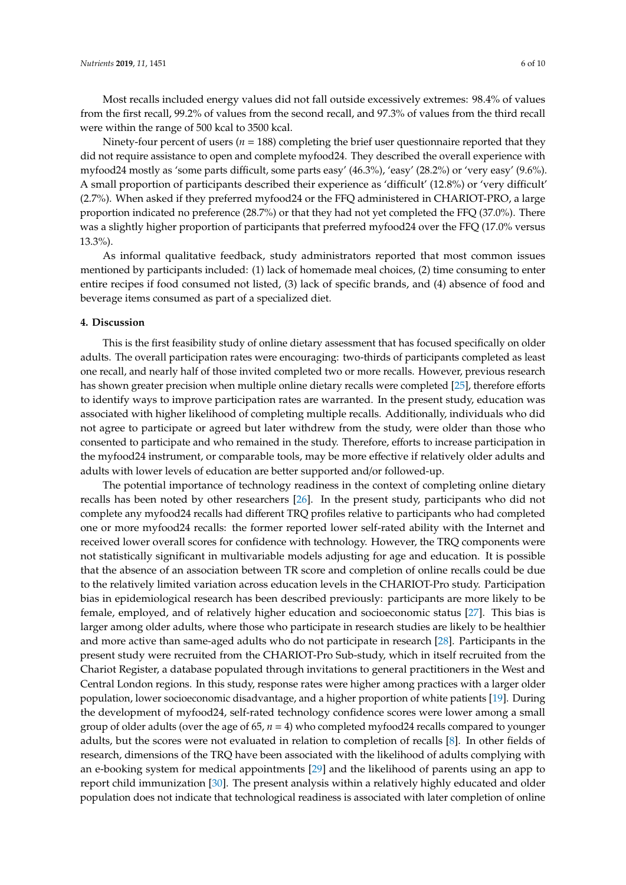Most recalls included energy values did not fall outside excessively extremes: 98.4% of values from the first recall, 99.2% of values from the second recall, and 97.3% of values from the third recall were within the range of 500 kcal to 3500 kcal.

Ninety-four percent of users ($n$ = 188) completing the brief user questionnaire reported that they did not require assistance to open and complete myfood24. They described the overall experience with myfood24 mostly as 'some parts difficult, some parts easy' (46.3%), 'easy' (28.2%) or 'very easy' (9.6%). A small proportion of participants described their experience as 'difficult' (12.8%) or 'very difficult' (2.7%). When asked if they preferred myfood24 or the FFQ administered in CHARIOT-PRO, a large proportion indicated no preference (28.7%) or that they had not yet completed the FFQ (37.0%). There was a slightly higher proportion of participants that preferred myfood24 over the FFQ (17.0% versus 13.3%).

As informal qualitative feedback, study administrators reported that most common issues mentioned by participants included: (1) lack of homemade meal choices, (2) time consuming to enter entire recipes if food consumed not listed, (3) lack of specific brands, and (4) absence of food and beverage items consumed as part of a specialized diet.

## 4. Discussion

This is the first feasibility study of online dietary assessment that has focused specifically on older adults. The overall participation rates were encouraging: two-thirds of participants completed as least one recall, and nearly half of those invited completed two or more recalls. However, previous research has shown greater precision when multiple online dietary recalls were completed [25], therefore efforts to identify ways to improve participation rates are warranted. In the present study, education was associated with higher likelihood of completing multiple recalls. Additionally, individuals who did not agree to participate or agreed but later withdrew from the study, were older than those who consented to participate and who remained in the study. Therefore, efforts to increase participation in the myfood24 instrument, or comparable tools, may be more effective if relatively older adults and adults with lower levels of education are better supported and/or followed-up.

The potential importance of technology readiness in the context of completing online dietary recalls has been noted by other researchers [26]. In the present study, participants who did not complete any myfood24 recalls had different TRQ profiles relative to participants who had completed one or more myfood24 recalls: the former reported lower self-rated ability with the Internet and received lower overall scores for confidence with technology. However, the TRQ components were not statistically significant in multivariable models adjusting for age and education. It is possible that the absence of an association between TR score and completion of online recalls could be due to the relatively limited variation across education levels in the CHARIOT-Pro study. Participation bias in epidemiological research has been described previously: participants are more likely to be female, employed, and of relatively higher education and socioeconomic status [27]. This bias is larger among older adults, where those who participate in research studies are likely to be healthier and more active than same-aged adults who do not participate in research [28]. Participants in the present study were recruited from the CHARIOT-Pro Sub-study, which in itself recruited from the Chariot Register, a database populated through invitations to general practitioners in the West and Central London regions. In this study, response rates were higher among practices with a larger older population, lower socioeconomic disadvantage, and a higher proportion of white patients [19]. During the development of myfood24, self-rated technology confidence scores were lower among a small group of older adults (over the age of 65, $n$ = 4) who completed myfood24 recalls compared to younger adults, but the scores were not evaluated in relation to completion of recalls [8]. In other fields of research, dimensions of the TRQ have been associated with the likelihood of adults complying with an e-booking system for medical appointments [29] and the likelihood of parents using an app to report child immunization [30]. The present analysis within a relatively highly educated and older population does not indicate that technological readiness is associated with later completion of online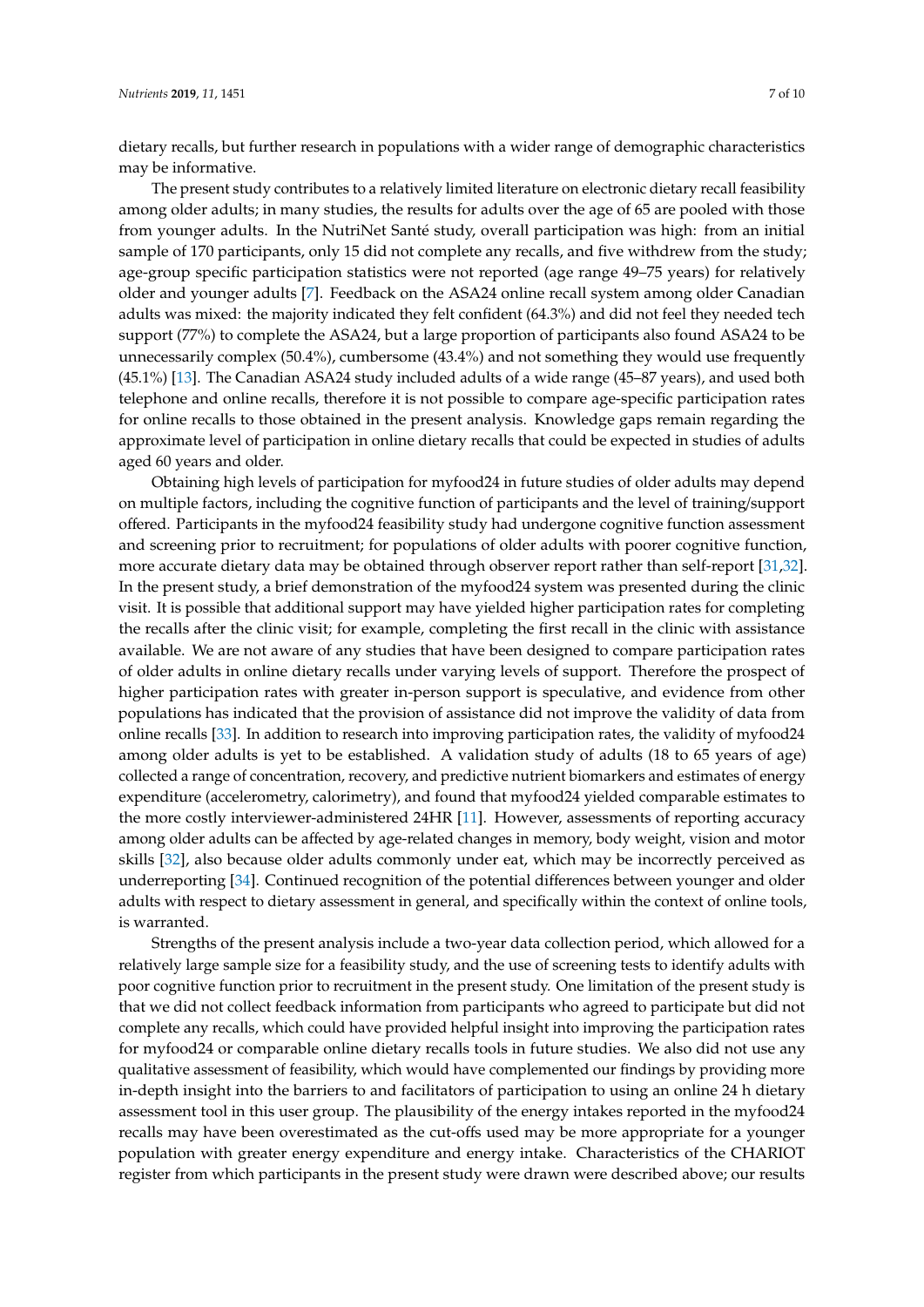dietary recalls, but further research in populations with a wider range of demographic characteristics may be informative.

The present study contributes to a relatively limited literature on electronic dietary recall feasibility among older adults; in many studies, the results for adults over the age of 65 are pooled with those from younger adults. In the NutriNet Santé study, overall participation was high: from an initial sample of 170 participants, only 15 did not complete any recalls, and five withdrew from the study; age-group specific participation statistics were not reported (age range 49–75 years) for relatively older and younger adults [7]. Feedback on the ASA24 online recall system among older Canadian adults was mixed: the majority indicated they felt confident (64.3%) and did not feel they needed tech support (77%) to complete the ASA24, but a large proportion of participants also found ASA24 to be unnecessarily complex (50.4%), cumbersome (43.4%) and not something they would use frequently (45.1%) [13]. The Canadian ASA24 study included adults of a wide range (45–87 years), and used both telephone and online recalls, therefore it is not possible to compare age-specific participation rates for online recalls to those obtained in the present analysis. Knowledge gaps remain regarding the approximate level of participation in online dietary recalls that could be expected in studies of adults aged 60 years and older.

Obtaining high levels of participation for myfood24 in future studies of older adults may depend on multiple factors, including the cognitive function of participants and the level of training/support offered. Participants in the myfood24 feasibility study had undergone cognitive function assessment and screening prior to recruitment; for populations of older adults with poorer cognitive function, more accurate dietary data may be obtained through observer report rather than self-report [31,32]. In the present study, a brief demonstration of the myfood24 system was presented during the clinic visit. It is possible that additional support may have yielded higher participation rates for completing the recalls after the clinic visit; for example, completing the first recall in the clinic with assistance available. We are not aware of any studies that have been designed to compare participation rates of older adults in online dietary recalls under varying levels of support. Therefore the prospect of higher participation rates with greater in-person support is speculative, and evidence from other populations has indicated that the provision of assistance did not improve the validity of data from online recalls [33]. In addition to research into improving participation rates, the validity of myfood24 among older adults is yet to be established. A validation study of adults (18 to 65 years of age) collected a range of concentration, recovery, and predictive nutrient biomarkers and estimates of energy expenditure (accelerometry, calorimetry), and found that myfood24 yielded comparable estimates to the more costly interviewer-administered 24HR [11]. However, assessments of reporting accuracy among older adults can be affected by age-related changes in memory, body weight, vision and motor skills [32], also because older adults commonly under eat, which may be incorrectly perceived as underreporting [34]. Continued recognition of the potential differences between younger and older adults with respect to dietary assessment in general, and specifically within the context of online tools, is warranted.

Strengths of the present analysis include a two-year data collection period, which allowed for a relatively large sample size for a feasibility study, and the use of screening tests to identify adults with poor cognitive function prior to recruitment in the present study. One limitation of the present study is that we did not collect feedback information from participants who agreed to participate but did not complete any recalls, which could have provided helpful insight into improving the participation rates for myfood24 or comparable online dietary recalls tools in future studies. We also did not use any qualitative assessment of feasibility, which would have complemented our findings by providing more in-depth insight into the barriers to and facilitators of participation to using an online 24 h dietary assessment tool in this user group. The plausibility of the energy intakes reported in the myfood24 recalls may have been overestimated as the cut-offs used may be more appropriate for a younger population with greater energy expenditure and energy intake. Characteristics of the CHARIOT register from which participants in the present study were drawn were described above; our results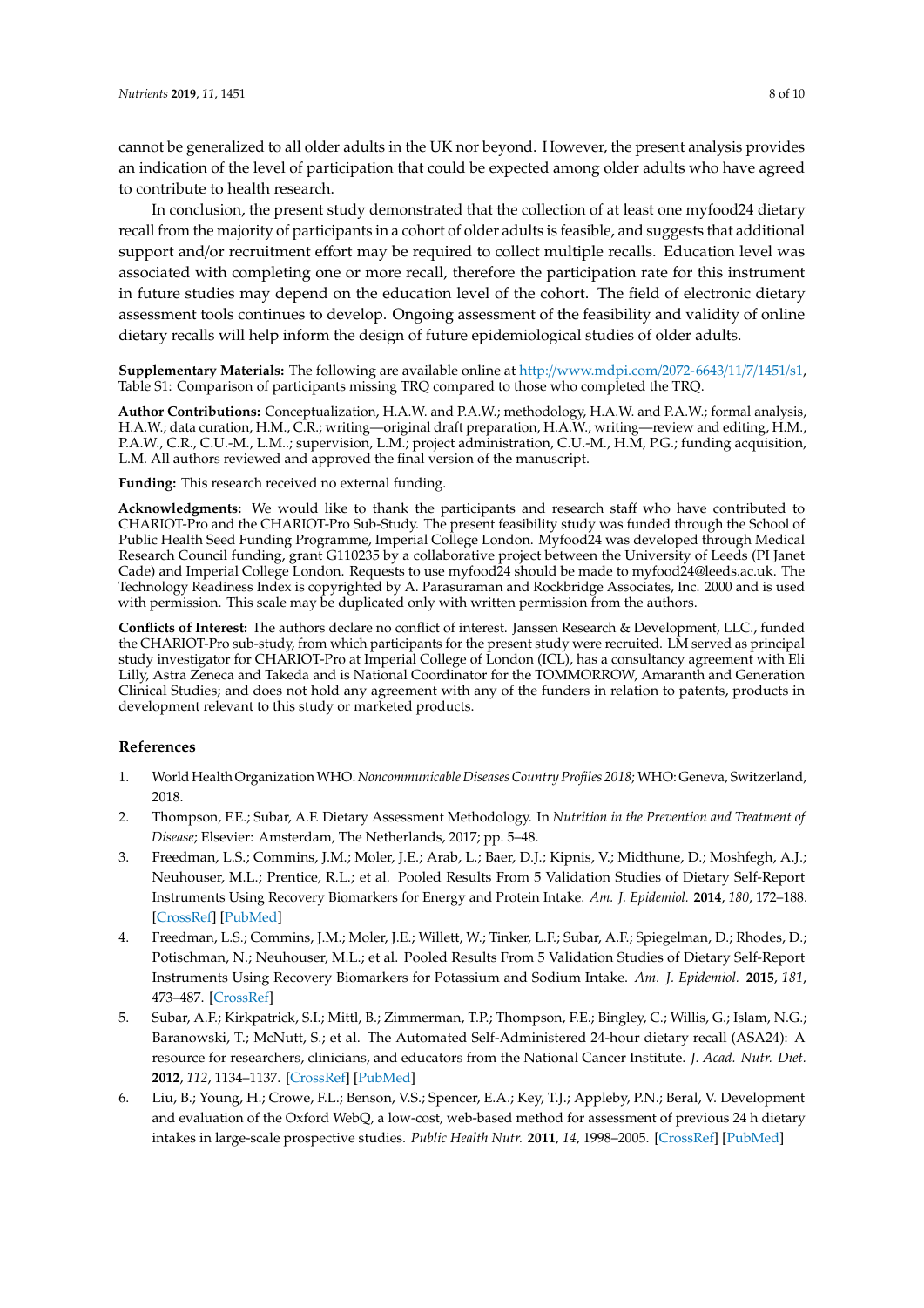cannot be generalized to all older adults in the UK nor beyond. However, the present analysis provides an indication of the level of participation that could be expected among older adults who have agreed to contribute to health research.

In conclusion, the present study demonstrated that the collection of at least one myfood24 dietary recall from the majority of participants in a cohort of older adults is feasible, and suggests that additional support and/or recruitment effort may be required to collect multiple recalls. Education level was associated with completing one or more recall, therefore the participation rate for this instrument in future studies may depend on the education level of the cohort. The field of electronic dietary assessment tools continues to develop. Ongoing assessment of the feasibility and validity of online dietary recalls will help inform the design of future epidemiological studies of older adults.

**Supplementary Materials:** The following are available online at http://www.mdpi.com/2072-6643/11/7/1451/s1, Table S1: Comparison of participants missing TRQ compared to those who completed the TRQ.

**Author Contributions:** Conceptualization, H.A.W. and P.A.W.; methodology, H.A.W. and P.A.W.; formal analysis, H.A.W.; data curation, H.M., C.R.; writing—original draft preparation, H.A.W.; writing—review and editing, H.M., P.A.W., C.R., C.U.-M., L.M..; supervision, L.M.; project administration, C.U.-M., H.M, P.G.; funding acquisition, L.M. All authors reviewed and approved the final version of the manuscript.

**Funding:** This research received no external funding.

**Acknowledgments:** We would like to thank the participants and research staff who have contributed to CHARIOT-Pro and the CHARIOT-Pro Sub-Study. The present feasibility study was funded through the School of Public Health Seed Funding Programme, Imperial College London. Myfood24 was developed through Medical Research Council funding, grant G110235 by a collaborative project between the University of Leeds (PI Janet Cade) and Imperial College London. Requests to use myfood24 should be made to myfood24@leeds.ac.uk. The Technology Readiness Index is copyrighted by A. Parasuraman and Rockbridge Associates, Inc. 2000 and is used with permission. This scale may be duplicated only with written permission from the authors.

**Conflicts of Interest:** The authors declare no conflict of interest. Janssen Research & Development, LLC., funded the CHARIOT-Pro sub-study, from which participants for the present study were recruited. LM served as principal study investigator for CHARIOT-Pro at Imperial College of London (ICL), has a consultancy agreement with Eli Lilly, Astra Zeneca and Takeda and is National Coordinator for the TOMMORROW, Amaranth and Generation Clinical Studies; and does not hold any agreement with any of the funders in relation to patents, products in development relevant to this study or marketed products.

## References

1. World Health Organization WHO. *Noncommunicable Diseases Country Profiles 2018*; WHO: Geneva, Switzerland, 2018.
2. Thompson, F.E.; Subar, A.F. Dietary Assessment Methodology. In *Nutrition in the Prevention and Treatment of Disease*; Elsevier: Amsterdam, The Netherlands, 2017; pp. 5–48.
3. Freedman, L.S.; Commins, J.M.; Moler, J.E.; Arab, L.; Baer, D.J.; Kipnis, V.; Midthune, D.; Moshfegh, A.J.; Neuhouser, M.L.; Prentice, R.L.; et al. Pooled Results From 5 Validation Studies of Dietary Self-Report Instruments Using Recovery Biomarkers for Energy and Protein Intake. *Am. J. Epidemiol.* **2014**, *180*, 172–188. [CrossRef] [PubMed]
4. Freedman, L.S.; Commins, J.M.; Moler, J.E.; Willett, W.; Tinker, L.F.; Subar, A.F.; Spiegelman, D.; Rhodes, D.; Potischman, N.; Neuhouser, M.L.; et al. Pooled Results From 5 Validation Studies of Dietary Self-Report Instruments Using Recovery Biomarkers for Potassium and Sodium Intake. *Am. J. Epidemiol.* **2015**, *181*, 473–487. [CrossRef]
5. Subar, A.F.; Kirkpatrick, S.I.; Mittl, B.; Zimmerman, T.P.; Thompson, F.E.; Bingley, C.; Willis, G.; Islam, N.G.; Baranowski, T.; McNutt, S.; et al. The Automated Self-Administered 24-hour dietary recall (ASA24): A resource for researchers, clinicians, and educators from the National Cancer Institute. *J. Acad. Nutr. Diet.* **2012**, *112*, 1134–1137. [CrossRef] [PubMed]
6. Liu, B.; Young, H.; Crowe, F.L.; Benson, V.S.; Spencer, E.A.; Key, T.J.; Appleby, P.N.; Beral, V. Development and evaluation of the Oxford WebQ, a low-cost, web-based method for assessment of previous 24 h dietary intakes in large-scale prospective studies. *Public Health Nutr.* **2011**, *14*, 1998–2005. [CrossRef] [PubMed]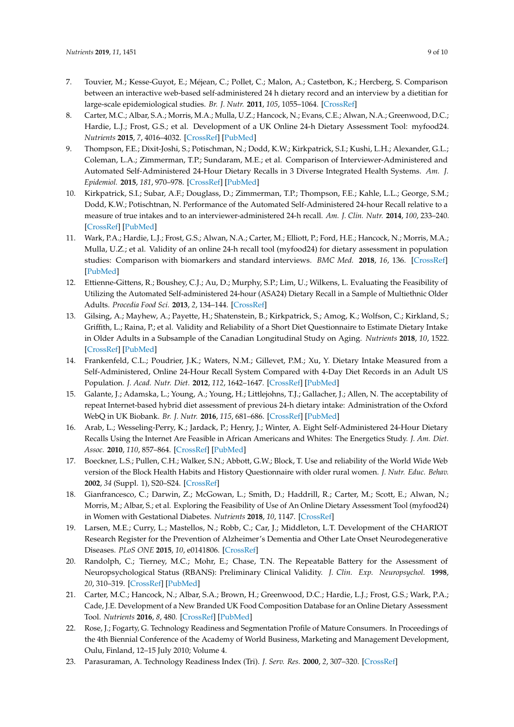7. Touvier, M.; Kesse-Guyot, E.; Méjean, C.; Pollet, C.; Malon, A.; Castetbon, K.; Hercberg, S. Comparison between an interactive web-based self-administered 24 h dietary record and an interview by a dietitian for large-scale epidemiological studies. *Br. J. Nutr.* **2011**, *105*, 1055–1064. [CrossRef]
8. Carter, M.C.; Albar, S.A.; Morris, M.A.; Mulla, U.Z.; Hancock, N.; Evans, C.E.; Alwan, N.A.; Greenwood, D.C.; Hardie, L.J.; Frost, G.S.; et al. Development of a UK Online 24-h Dietary Assessment Tool: myfood24. *Nutrients* **2015**, *7*, 4016–4032. [CrossRef] [PubMed]
9. Thompson, F.E.; Dixit-Joshi, S.; Potischman, N.; Dodd, K.W.; Kirkpatrick, S.I.; Kushi, L.H.; Alexander, G.L.; Coleman, L.A.; Zimmerman, T.P.; Sundaram, M.E.; et al. Comparison of Interviewer-Administered and Automated Self-Administered 24-Hour Dietary Recalls in 3 Diverse Integrated Health Systems. *Am. J. Epidemiol.* **2015**, *181*, 970–978. [CrossRef] [PubMed]
10. Kirkpatrick, S.I.; Subar, A.F.; Douglass, D.; Zimmerman, T.P.; Thompson, F.E.; Kahle, L.L.; George, S.M.; Dodd, K.W.; Potischtnan, N. Performance of the Automated Self-Administered 24-hour Recall relative to a measure of true intakes and to an interviewer-administered 24-h recall. *Am. J. Clin. Nutr.* **2014**, *100*, 233–240. [CrossRef] [PubMed]
11. Wark, P.A.; Hardie, L.J.; Frost, G.S.; Alwan, N.A.; Carter, M.; Elliott, P.; Ford, H.E.; Hancock, N.; Morris, M.A.; Mulla, U.Z.; et al. Validity of an online 24-h recall tool (myfood24) for dietary assessment in population studies: Comparison with biomarkers and standard interviews. *BMC Med.* **2018**, *16*, 136. [CrossRef] [PubMed]
12. Ettienne-Gittens, R.; Boushey, C.J.; Au, D.; Murphy, S.P.; Lim, U.; Wilkens, L. Evaluating the Feasibility of Utilizing the Automated Self-administered 24-hour (ASA24) Dietary Recall in a Sample of Multiethnic Older Adults. *Procedia Food Sci.* **2013**, *2*, 134–144. [CrossRef]
13. Gilsing, A.; Mayhew, A.; Payette, H.; Shatenstein, B.; Kirkpatrick, S.; Amog, K.; Wolfson, C.; Kirkland, S.; Griffith, L.; Raina, P.; et al. Validity and Reliability of a Short Diet Questionnaire to Estimate Dietary Intake in Older Adults in a Subsample of the Canadian Longitudinal Study on Aging. *Nutrients* **2018**, *10*, 1522. [CrossRef] [PubMed]
14. Frankenfeld, C.L.; Poudrier, J.K.; Waters, N.M.; Gillevet, P.M.; Xu, Y. Dietary Intake Measured from a Self-Administered, Online 24-Hour Recall System Compared with 4-Day Diet Records in an Adult US Population. *J. Acad. Nutr. Diet.* **2012**, *112*, 1642–1647. [CrossRef] [PubMed]
15. Galante, J.; Adamska, L.; Young, A.; Young, H.; Littlejohns, T.J.; Gallacher, J.; Allen, N. The acceptability of repeat Internet-based hybrid diet assessment of previous 24-h dietary intake: Administration of the Oxford WebQ in UK Biobank. *Br. J. Nutr.* **2016**, *115*, 681–686. [CrossRef] [PubMed]
16. Arab, L.; Wesseling-Perry, K.; Jardack, P.; Henry, J.; Winter, A. Eight Self-Administered 24-Hour Dietary Recalls Using the Internet Are Feasible in African Americans and Whites: The Energetics Study. *J. Am. Diet. Assoc.* **2010**, *110*, 857–864. [CrossRef] [PubMed]
17. Boeckner, L.S.; Pullen, C.H.; Walker, S.N.; Abbott, G.W.; Block, T. Use and reliability of the World Wide Web version of the Block Health Habits and History Questionnaire with older rural women. *J. Nutr. Educ. Behav.* **2002**, *34* (Suppl. 1), S20–S24. [CrossRef]
18. Gianfrancesco, C.; Darwin, Z.; McGowan, L.; Smith, D.; Haddrill, R.; Carter, M.; Scott, E.; Alwan, N.; Morris, M.; Albar, S.; et al. Exploring the Feasibility of Use of An Online Dietary Assessment Tool (myfood24) in Women with Gestational Diabetes. *Nutrients* **2018**, *10*, 1147. [CrossRef]
19. Larsen, M.E.; Curry, L.; Mastellos, N.; Robb, C.; Car, J.; Middleton, L.T. Development of the CHARIOT Research Register for the Prevention of Alzheimer's Dementia and Other Late Onset Neurodegenerative Diseases. *PLoS ONE* **2015**, *10*, e0141806. [CrossRef]
20. Randolph, C.; Tierney, M.C.; Mohr, E.; Chase, T.N. The Repeatable Battery for the Assessment of Neuropsychological Status (RBANS): Preliminary Clinical Validity. *J. Clin. Exp. Neuropsychol.* **1998**, *20*, 310–319. [CrossRef] [PubMed]
21. Carter, M.C.; Hancock, N.; Albar, S.A.; Brown, H.; Greenwood, D.C.; Hardie, L.J.; Frost, G.S.; Wark, P.A.; Cade, J.E. Development of a New Branded UK Food Composition Database for an Online Dietary Assessment Tool. *Nutrients* **2016**, *8*, 480. [CrossRef] [PubMed]
22. Rose, J.; Fogarty, G. Technology Readiness and Segmentation Profile of Mature Consumers. In Proceedings of the 4th Biennial Conference of the Academy of World Business, Marketing and Management Development, Oulu, Finland, 12–15 July 2010; Volume 4.
23. Parasuraman, A. Technology Readiness Index (Tri). *J. Serv. Res.* **2000**, *2*, 307–320. [CrossRef]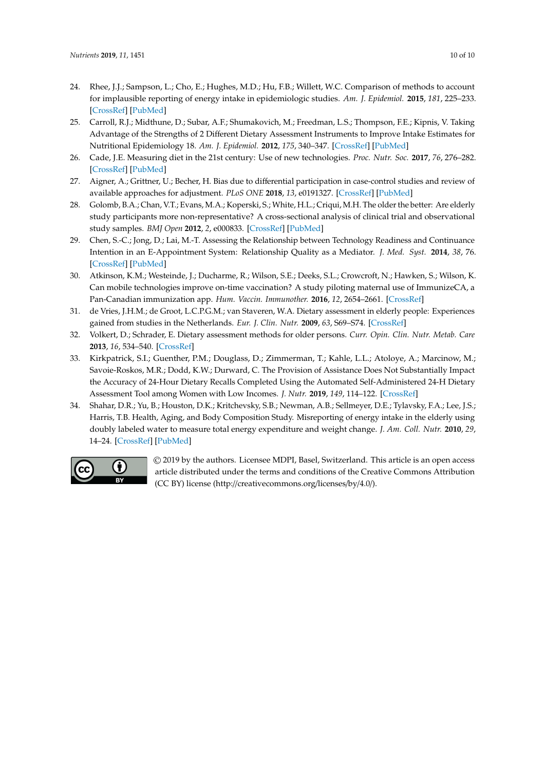24. Rhee, J.J.; Sampson, L.; Cho, E.; Hughes, M.D.; Hu, F.B.; Willett, W.C. Comparison of methods to account for implausible reporting of energy intake in epidemiologic studies. *Am. J. Epidemiol.* **2015**, *181*, 225–233. [CrossRef] [PubMed]
25. Carroll, R.J.; Midthune, D.; Subar, A.F.; Shumakovich, M.; Freedman, L.S.; Thompson, F.E.; Kipnis, V. Taking Advantage of the Strengths of 2 Different Dietary Assessment Instruments to Improve Intake Estimates for Nutritional Epidemiology 18. *Am. J. Epidemiol.* **2012**, *175*, 340–347. [CrossRef] [PubMed]
26. Cade, J.E. Measuring diet in the 21st century: Use of new technologies. *Proc. Nutr. Soc.* **2017**, *76*, 276–282. [CrossRef] [PubMed]
27. Aigner, A.; Grittner, U.; Becher, H. Bias due to differential participation in case-control studies and review of available approaches for adjustment. *PLoS ONE* **2018**, *13*, e0191327. [CrossRef] [PubMed]
28. Golomb, B.A.; Chan, V.T.; Evans, M.A.; Koperski, S.; White, H.L.; Criqui, M.H. The older the better: Are elderly study participants more non-representative? A cross-sectional analysis of clinical trial and observational study samples. *BMJ Open* **2012**, *2*, e000833. [CrossRef] [PubMed]
29. Chen, S.-C.; Jong, D.; Lai, M.-T. Assessing the Relationship between Technology Readiness and Continuance Intention in an E-Appointment System: Relationship Quality as a Mediator. *J. Med. Syst.* **2014**, *38*, 76. [CrossRef] [PubMed]
30. Atkinson, K.M.; Westeinde, J.; Ducharme, R.; Wilson, S.E.; Deeks, S.L.; Crowcroft, N.; Hawken, S.; Wilson, K. Can mobile technologies improve on-time vaccination? A study piloting maternal use of ImmunizeCA, a Pan-Canadian immunization app. *Hum. Vaccin. Immunother.* **2016**, *12*, 2654–2661. [CrossRef]
31. de Vries, J.H.M.; de Groot, L.C.P.G.M.; van Staveren, W.A. Dietary assessment in elderly people: Experiences gained from studies in the Netherlands. *Eur. J. Clin. Nutr.* **2009**, *63*, S69–S74. [CrossRef]
32. Volkert, D.; Schrader, E. Dietary assessment methods for older persons. *Curr. Opin. Clin. Nutr. Metab. Care* **2013**, *16*, 534–540. [CrossRef]
33. Kirkpatrick, S.I.; Guenther, P.M.; Douglass, D.; Zimmerman, T.; Kahle, L.L.; Atoloye, A.; Marcinow, M.; Savoie-Roskos, M.R.; Dodd, K.W.; Durward, C. The Provision of Assistance Does Not Substantially Impact the Accuracy of 24-Hour Dietary Recalls Completed Using the Automated Self-Administered 24-H Dietary Assessment Tool among Women with Low Incomes. *J. Nutr.* **2019**, *149*, 114–122. [CrossRef]
34. Shahar, D.R.; Yu, B.; Houston, D.K.; Kritchevsky, S.B.; Newman, A.B.; Sellmeyer, D.E.; Tylavsky, F.A.; Lee, J.S.; Harris, T.B. Health, Aging, and Body Composition Study. Misreporting of energy intake in the elderly using doubly labeled water to measure total energy expenditure and weight change. *J. Am. Coll. Nutr.* **2010**, *29*, 14–24. [CrossRef] [PubMed]

© 2019 by the authors. Licensee MDPI, Basel, Switzerland. This article is an open access article distributed under the terms and conditions of the Creative Commons Attribution (CC BY) license (http://creativecommons.org/licenses/by/4.0/).